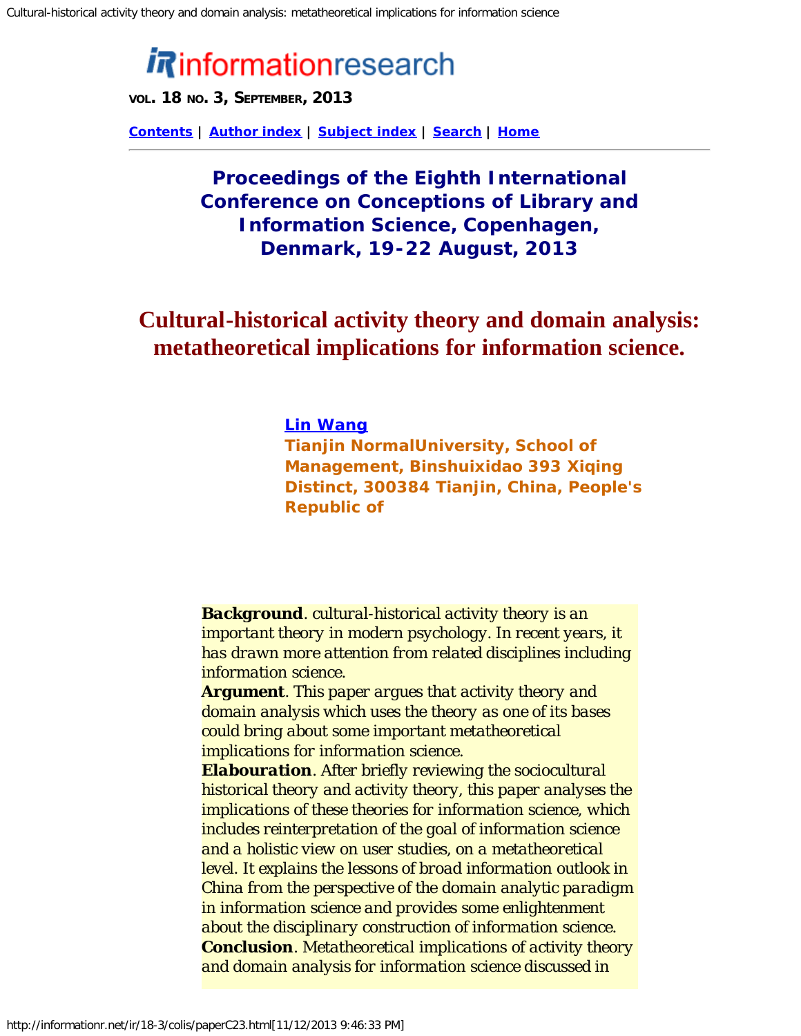# informationresearch

**VOL. 18 NO. 3, SEPTEMBER, 2013**

Contents | Author index | Subject index | Search | Home

## Proceedings of the Eighth International Conference on Conceptions of Library and Information Science, Copenhagen, Denmark, 19-22 August, 2013

# Cultural-historical activity theory and domain analysis: metatheoretical implications for information science.

**Lin Wang**
**Tianjin NormalUniversity, School of Management, Binshuixidao 393 Xiqing Distinct, 300384 Tianjin, China, People's Republic of**

**Background**. cultural-historical activity theory is an important theory in modern psychology. In recent years, it has drawn more attention from related disciplines including information science.
**Argument**. This paper argues that activity theory and domain analysis which uses the theory as one of its bases could bring about some important metatheoretical implications for information science.
**Elabouration**. After briefly reviewing the sociocultural historical theory and activity theory, this paper analyses the implications of these theories for information science, which includes reinterpretation of the goal of information science and a holistic view on user studies, on a metatheoretical level. It explains the lessons of broad information outlook in China from the perspective of the domain analytic paradigm in information science and provides some enlightenment about the disciplinary construction of information science.
**Conclusion**. Metatheoretical implications of activity theory and domain analysis for information science discussed in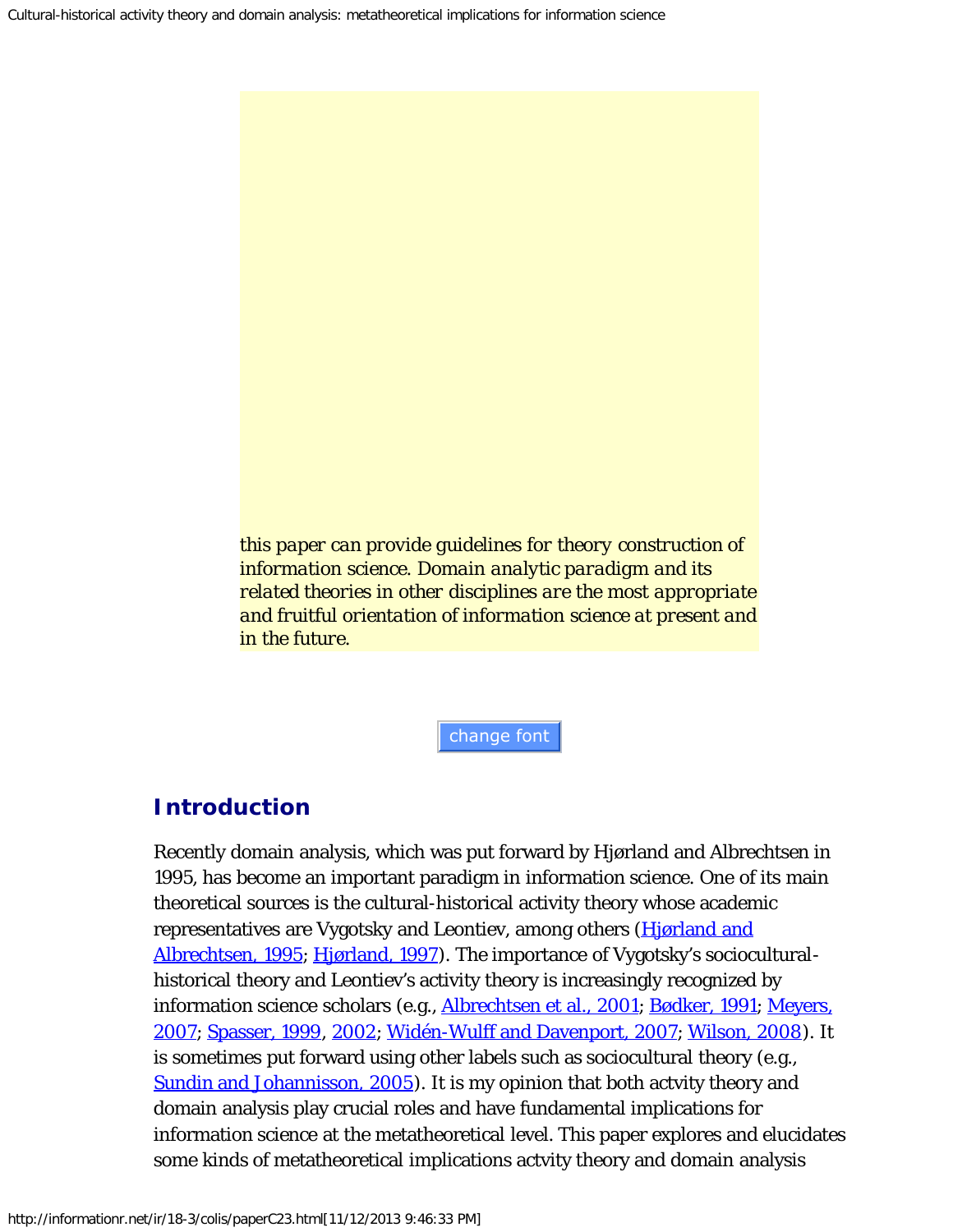*this paper can provide guidelines for theory construction of information science. Domain analytic paradigm and its related theories in other disciplines are the most appropriate and fruitful orientation of information science at present and in the future.*

## Introduction

Recently domain analysis, which was put forward by Hjørland and Albrechtsen in 1995, has become an important paradigm in information science. One of its main theoretical sources is the cultural-historical activity theory whose academic representatives are Vygotsky and Leontiev, among others (Hjørland and Albrechtsen, 1995; Hjørland, 1997). The importance of Vygotsky's sociocultural-historical theory and Leontiev's activity theory is increasingly recognized by information science scholars (e.g., Albrechtsen et al., 2001; Bødker, 1991; Meyers, 2007; Spasser, 1999, 2002; Widén-Wulff and Davenport, 2007; Wilson, 2008). It is sometimes put forward using other labels such as sociocultural theory (e.g., Sundin and Johannisson, 2005). It is my opinion that both actvity theory and domain analysis play crucial roles and have fundamental implications for information science at the metatheoretical level. This paper explores and elucidates some kinds of metatheoretical implications actvity theory and domain analysis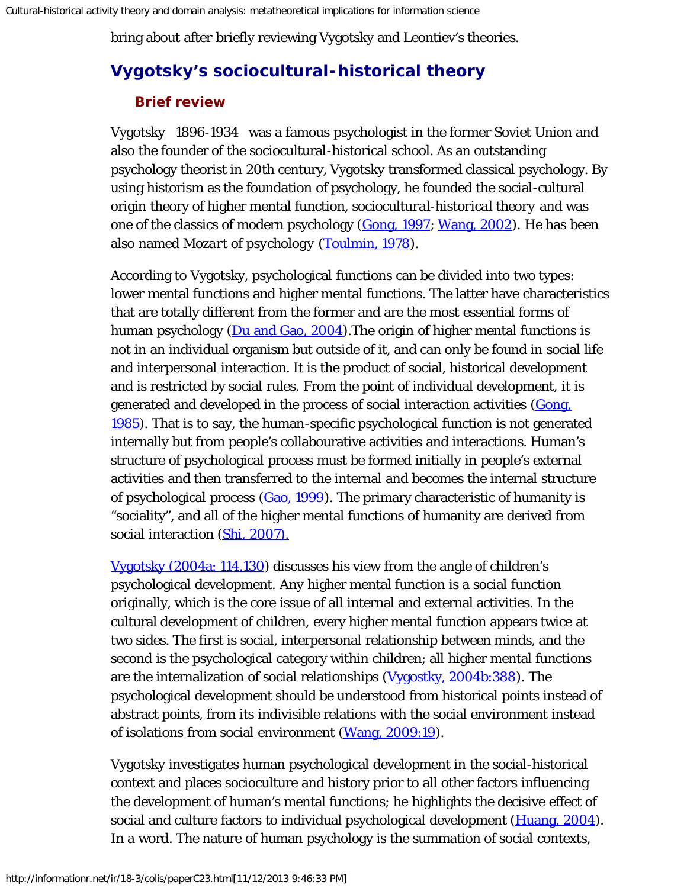bring about after briefly reviewing Vygotsky and Leontiev's theories.

## Vygotsky's sociocultural-historical theory

### Brief review

Vygotsky 1896-1934 was a famous psychologist in the former Soviet Union and also the founder of the sociocultural-historical school. As an outstanding psychology theorist in 20th century, Vygotsky transformed classical psychology. By using historism as the foundation of psychology, he founded the social-cultural origin theory of higher mental function, sociocultural-historical theory and was one of the classics of modern psychology (Gong, 1997; Wang, 2002). He has been also named *Mozart* of psychology (Toulmin, 1978).

According to Vygotsky, psychological functions can be divided into two types: lower mental functions and higher mental functions. The latter have characteristics that are totally different from the former and are the most essential forms of human psychology (Du and Gao, 2004).The origin of higher mental functions is not in an individual organism but outside of it, and can only be found in social life and interpersonal interaction. It is the product of social, historical development and is restricted by social rules. From the point of individual development, it is generated and developed in the process of social interaction activities (Gong, 1985). That is to say, the human-specific psychological function is not generated internally but from people's collabourative activities and interactions. Human's structure of psychological process must be formed initially in people's external activities and then transferred to the internal and becomes the internal structure of psychological process (Gao, 1999). The primary characteristic of humanity is "sociality", and all of the higher mental functions of humanity are derived from social interaction (Shi, 2007).

Vygotsky (2004a: 114,130) discusses his view from the angle of children's psychological development. Any higher mental function is a social function originally, which is the core issue of all internal and external activities. In the cultural development of children, every higher mental function appears twice at two sides. The first is social, interpersonal relationship between minds, and the second is the psychological category within children; all higher mental functions are the internalization of social relationships (Vygostky, 2004b:388). The psychological development should be understood from historical points instead of abstract points, from its indivisible relations with the social environment instead of isolations from social environment (Wang, 2009:19).

Vygotsky investigates human psychological development in the social-historical context and places socioculture and history prior to all other factors influencing the development of human's mental functions; he highlights the decisive effect of social and culture factors to individual psychological development (Huang, 2004). In a word. The nature of human psychology is the summation of social contexts,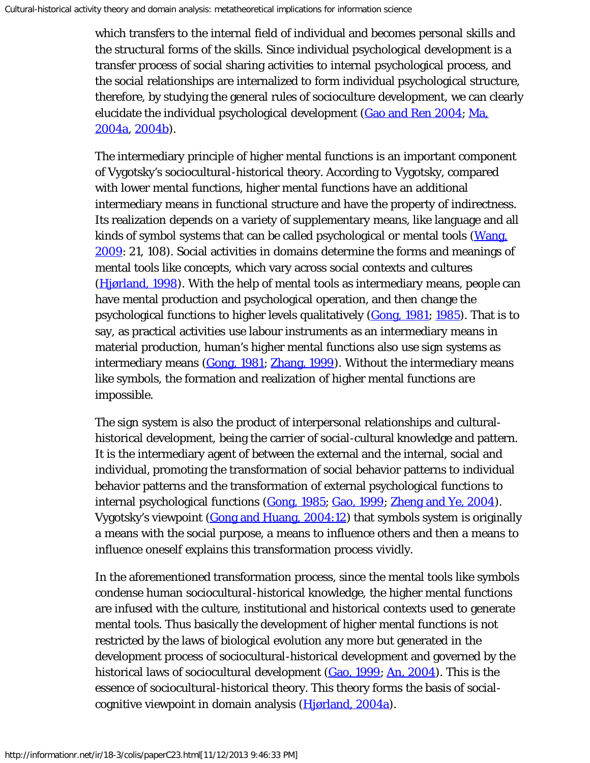which transfers to the internal field of individual and becomes personal skills and the structural forms of the skills. Since individual psychological development is a transfer process of social sharing activities to internal psychological process, and the social relationships are internalized to form individual psychological structure, therefore, by studying the general rules of socioculture development, we can clearly elucidate the individual psychological development (Gao and Ren 2004; Ma, 2004a, 2004b).

The intermediary principle of higher mental functions is an important component of Vygotsky's sociocultural-historical theory. According to Vygotsky, compared with lower mental functions, higher mental functions have an additional intermediary means in functional structure and have the property of indirectness. Its realization depends on a variety of supplementary means, like language and all kinds of symbol systems that can be called psychological or mental tools (Wang, 2009: 21, 108). Social activities in domains determine the forms and meanings of mental tools like concepts, which vary across social contexts and cultures (Hjørland, 1998). With the help of mental tools as intermediary means, people can have mental production and psychological operation, and then change the psychological functions to higher levels qualitatively (Gong, 1981; 1985). That is to say, as practical activities use labour instruments as an intermediary means in material production, human's higher mental functions also use sign systems as intermediary means (Gong, 1981; Zhang, 1999). Without the intermediary means like symbols, the formation and realization of higher mental functions are impossible.

The sign system is also the product of interpersonal relationships and cultural-historical development, being the carrier of social-cultural knowledge and pattern. It is the intermediary agent of between the external and the internal, social and individual, promoting the transformation of social behavior patterns to individual behavior patterns and the transformation of external psychological functions to internal psychological functions (Gong, 1985; Gao, 1999; Zheng and Ye, 2004). Vygotsky's viewpoint (Gong and Huang, 2004:12) that symbols system is originally a means with the social purpose, a means to influence others and then a means to influence oneself explains this transformation process vividly.

In the aforementioned transformation process, since the mental tools like symbols condense human sociocultural-historical knowledge, the higher mental functions are infused with the culture, institutional and historical contexts used to generate mental tools. Thus basically the development of higher mental functions is not restricted by the laws of biological evolution any more but generated in the development process of sociocultural-historical development and governed by the historical laws of sociocultural development (Gao, 1999; An, 2004). This is the essence of sociocultural-historical theory. This theory forms the basis of social-cognitive viewpoint in domain analysis (Hjørland, 2004a).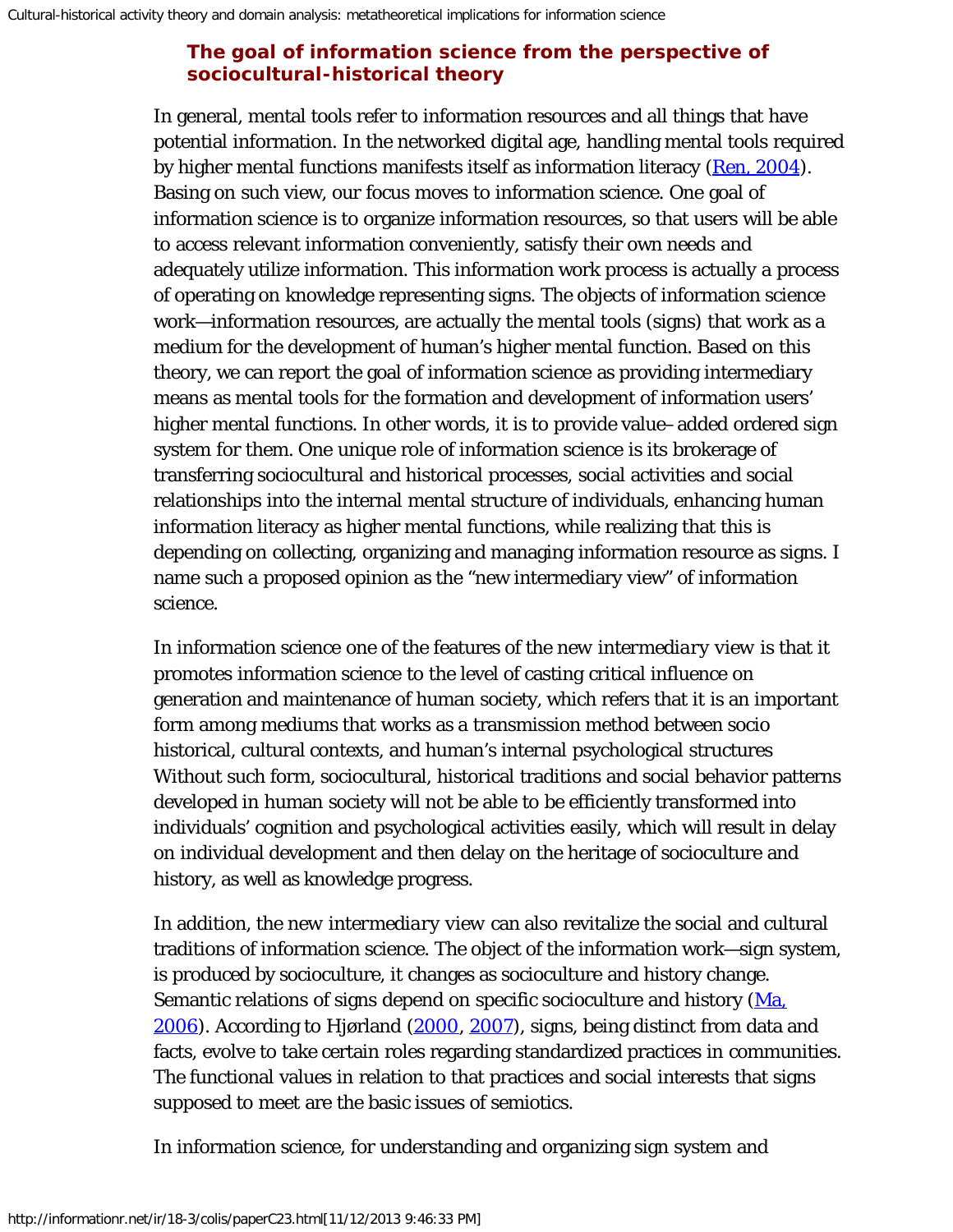### The goal of information science from the perspective of sociocultural-historical theory

In general, mental tools refer to information resources and all things that have potential information. In the networked digital age, handling mental tools required by higher mental functions manifests itself as information literacy (Ren, 2004). Basing on such view, our focus moves to information science. One goal of information science is to organize information resources, so that users will be able to access relevant information conveniently, satisfy their own needs and adequately utilize information. This information work process is actually a process of operating on knowledge representing signs. The objects of information science work—information resources, are actually the mental tools (signs) that work as a medium for the development of human's higher mental function. Based on this theory, we can report the goal of information science as providing intermediary means as mental tools for the formation and development of information users' higher mental functions. In other words, it is to provide value–added ordered sign system for them. One unique role of information science is its brokerage of transferring sociocultural and historical processes, social activities and social relationships into the internal mental structure of individuals, enhancing human information literacy as higher mental functions, while realizing that this is depending on collecting, organizing and managing information resource as signs. I name such a proposed opinion as the "new intermediary view" of information science.

In information science one of the features of the new *intermediary* view is that it promotes information science to the level of casting critical influence on generation and maintenance of human society, which refers that it is an important form among mediums that works as a transmission method between socio historical, cultural contexts, and human's internal psychological structures Without such form, sociocultural, historical traditions and social behavior patterns developed in human society will not be able to be efficiently transformed into individuals' cognition and psychological activities easily, which will result in delay on individual development and then delay on the heritage of socioculture and history, as well as knowledge progress.

In addition, the new *intermediary* view can also revitalize the social and cultural traditions of information science. The object of the information work—sign system, is produced by socioculture, it changes as socioculture and history change. Semantic relations of signs depend on specific socioculture and history (Ma, 2006). According to Hjørland (2000, 2007), signs, being distinct from data and facts, evolve to take certain roles regarding standardized practices in communities. The functional values in relation to that practices and social interests that signs supposed to meet are the basic issues of semiotics.

In information science, for understanding and organizing sign system and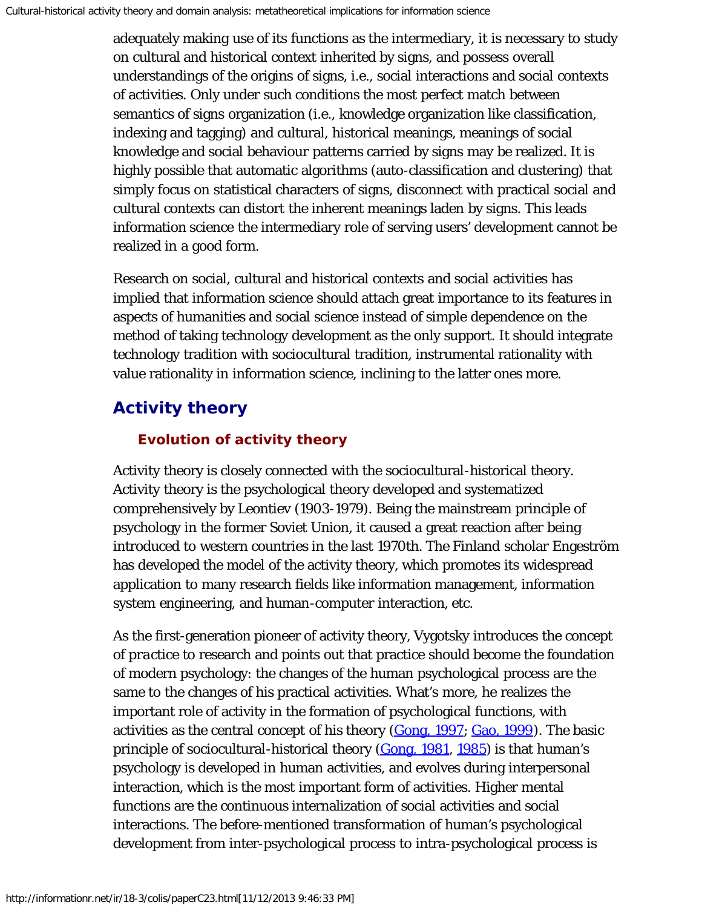adequately making use of its functions as the intermediary, it is necessary to study on cultural and historical context inherited by signs, and possess overall understandings of the origins of signs, i.e., social interactions and social contexts of activities. Only under such conditions the most perfect match between semantics of signs organization (i.e., knowledge organization like classification, indexing and tagging) and cultural, historical meanings, meanings of social knowledge and social behaviour patterns carried by signs may be realized. It is highly possible that automatic algorithms (auto-classification and clustering) that simply focus on statistical characters of signs, disconnect with practical social and cultural contexts can distort the inherent meanings laden by signs. This leads information science the intermediary role of serving users' development cannot be realized in a good form.

Research on social, cultural and historical contexts and social activities has implied that information science should attach great importance to its features in aspects of humanities and social science instead of simple dependence on the method of taking technology development as the only support. It should integrate technology tradition with sociocultural tradition, instrumental rationality with value rationality in information science, inclining to the latter ones more.

## Activity theory

### Evolution of activity theory

Activity theory is closely connected with the sociocultural-historical theory. Activity theory is the psychological theory developed and systematized comprehensively by Leontiev (1903-1979). Being the mainstream principle of psychology in the former Soviet Union, it caused a great reaction after being introduced to western countries in the last 1970th. The Finland scholar Engeström has developed the model of the activity theory, which promotes its widespread application to many research fields like information management, information system engineering, and human-computer interaction, etc.

As the first-generation pioneer of activity theory, Vygotsky introduces the concept of *practice* to research and points out that practice should become the foundation of modern psychology: the changes of the human psychological process are the same to the changes of his practical activities. What's more, he realizes the important role of activity in the formation of psychological functions, with activities as the central concept of his theory (Gong, 1997; Gao, 1999). The basic principle of sociocultural-historical theory (Gong, 1981, 1985) is that human's psychology is developed in human activities, and evolves during interpersonal interaction, which is the most important form of activities. Higher mental functions are the continuous internalization of social activities and social interactions. The before-mentioned transformation of human's psychological development from inter-psychological process to intra-psychological process is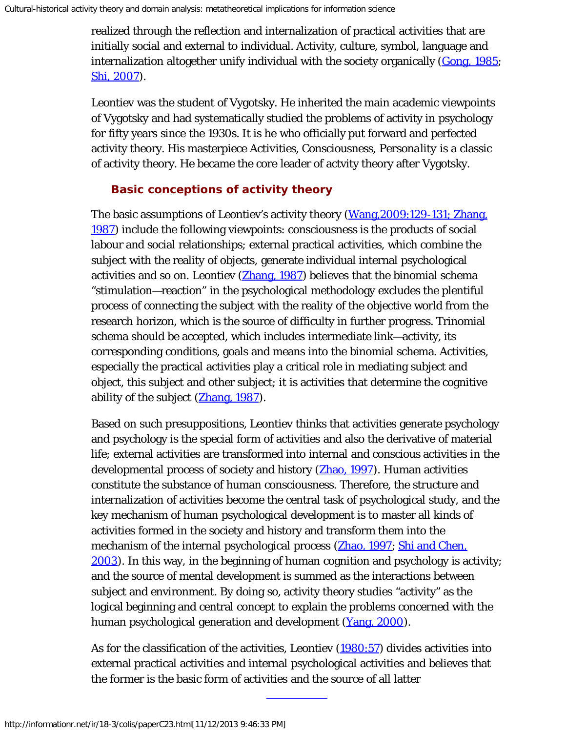realized through the reflection and internalization of practical activities that are initially social and external to individual. Activity, culture, symbol, language and internalization altogether unify individual with the society organically (Gong, 1985; Shi, 2007).

Leontiev was the student of Vygotsky. He inherited the main academic viewpoints of Vygotsky and had systematically studied the problems of activity in psychology for fifty years since the 1930s. It is he who officially put forward and perfected activity theory. His masterpiece Activities, Consciousness, Personality is a classic of activity theory. He became the core leader of actvity theory after Vygotsky.

### Basic conceptions of activity theory

The basic assumptions of Leontiev's activity theory (Wang,2009:129-131; Zhang, 1987) include the following viewpoints: consciousness is the products of social labour and social relationships; external practical activities, which combine the subject with the reality of objects, generate individual internal psychological activities and so on. Leontiev (Zhang, 1987) believes that the binomial schema "stimulation—reaction" in the psychological methodology excludes the plentiful process of connecting the subject with the reality of the objective world from the research horizon, which is the source of difficulty in further progress. Trinomial schema should be accepted, which includes intermediate link—activity, its corresponding conditions, goals and means into the binomial schema. Activities, especially the practical activities play a critical role in mediating subject and object, this subject and other subject; it is activities that determine the cognitive ability of the subject (Zhang, 1987).

Based on such presuppositions, Leontiev thinks that activities generate psychology and psychology is the special form of activities and also the derivative of material life; external activities are transformed into internal and conscious activities in the developmental process of society and history (Zhao, 1997). Human activities constitute the substance of human consciousness. Therefore, the structure and internalization of activities become the central task of psychological study, and the key mechanism of human psychological development is to master all kinds of activities formed in the society and history and transform them into the mechanism of the internal psychological process (Zhao, 1997; Shi and Chen, 2003). In this way, in the beginning of human cognition and psychology is activity; and the source of mental development is summed as the interactions between subject and environment. By doing so, activity theory studies "activity" as the logical beginning and central concept to explain the problems concerned with the human psychological generation and development (Yang, 2000).

As for the classification of the activities, Leontiev (1980:57) divides activities into external practical activities and internal psychological activities and believes that the former is the basic form of activities and the source of all latter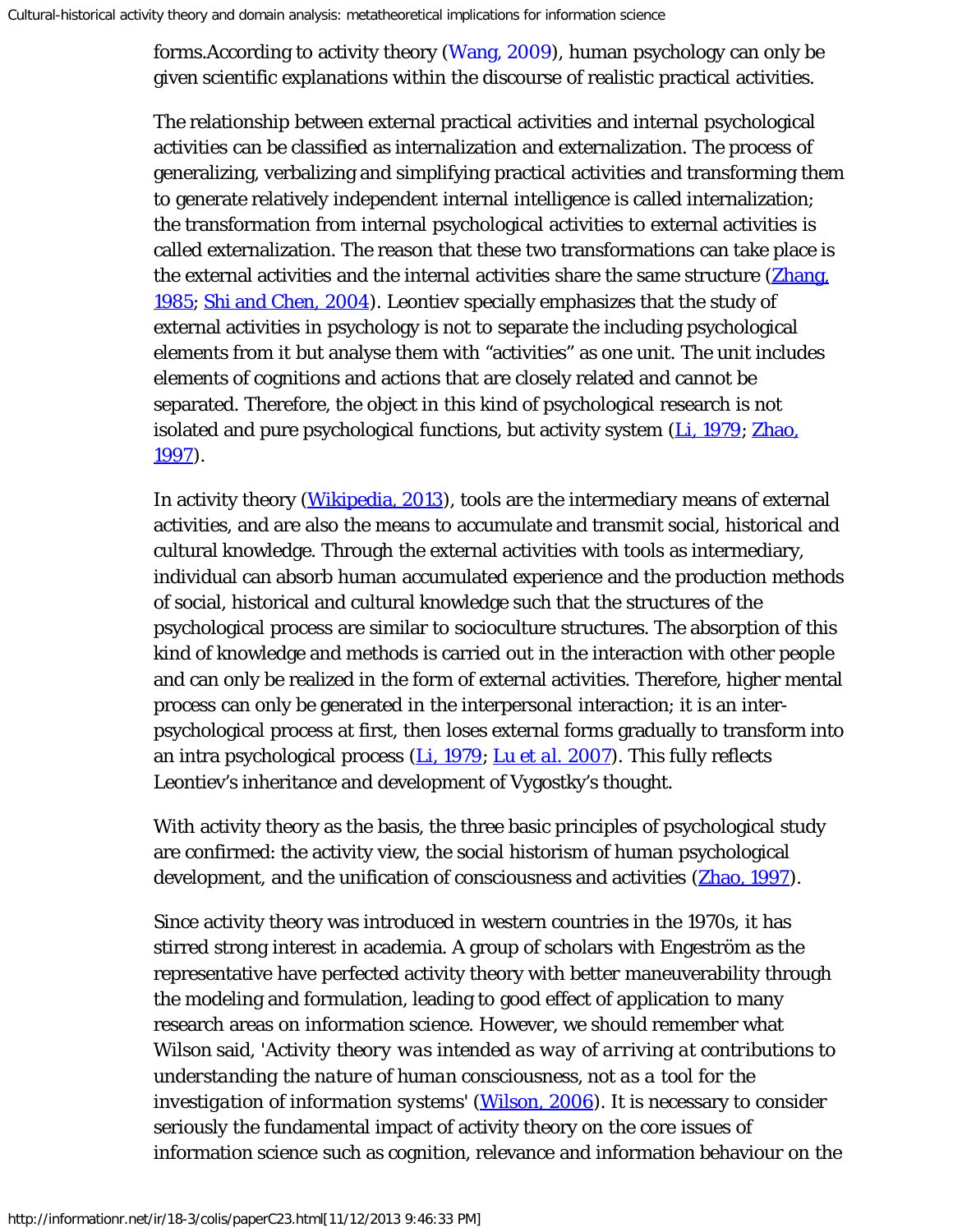forms.According to activity theory (Wang, 2009), human psychology can only be given scientific explanations within the discourse of realistic practical activities.

The relationship between external practical activities and internal psychological activities can be classified as internalization and externalization. The process of generalizing, verbalizing and simplifying practical activities and transforming them to generate relatively independent internal intelligence is called internalization; the transformation from internal psychological activities to external activities is called externalization. The reason that these two transformations can take place is the external activities and the internal activities share the same structure (Zhang, 1985; Shi and Chen, 2004). Leontiev specially emphasizes that the study of external activities in psychology is not to separate the including psychological elements from it but analyse them with "activities" as one unit. The unit includes elements of cognitions and actions that are closely related and cannot be separated. Therefore, the object in this kind of psychological research is not isolated and pure psychological functions, but activity system (Li, 1979; Zhao, 1997).

In activity theory (Wikipedia, 2013), tools are the intermediary means of external activities, and are also the means to accumulate and transmit social, historical and cultural knowledge. Through the external activities with tools as intermediary, individual can absorb human accumulated experience and the production methods of social, historical and cultural knowledge such that the structures of the psychological process are similar to socioculture structures. The absorption of this kind of knowledge and methods is carried out in the interaction with other people and can only be realized in the form of external activities. Therefore, higher mental process can only be generated in the interpersonal interaction; it is an inter-psychological process at first, then loses external forms gradually to transform into an intra psychological process (Li, 1979; Lu et al. 2007). This fully reflects Leontiev's inheritance and development of Vygostky's thought.

With activity theory as the basis, the three basic principles of psychological study are confirmed: the activity view, the social historism of human psychological development, and the unification of consciousness and activities (Zhao, 1997).

Since activity theory was introduced in western countries in the 1970s, it has stirred strong interest in academia. A group of scholars with Engeström as the representative have perfected activity theory with better maneuverability through the modeling and formulation, leading to good effect of application to many research areas on information science. However, we should remember what Wilson said, '*Activity theory was intended as way of arriving at contributions to understanding the nature of human consciousness, not as a tool for the investigation of information systems*' (Wilson, 2006). It is necessary to consider seriously the fundamental impact of activity theory on the core issues of information science such as cognition, relevance and information behaviour on the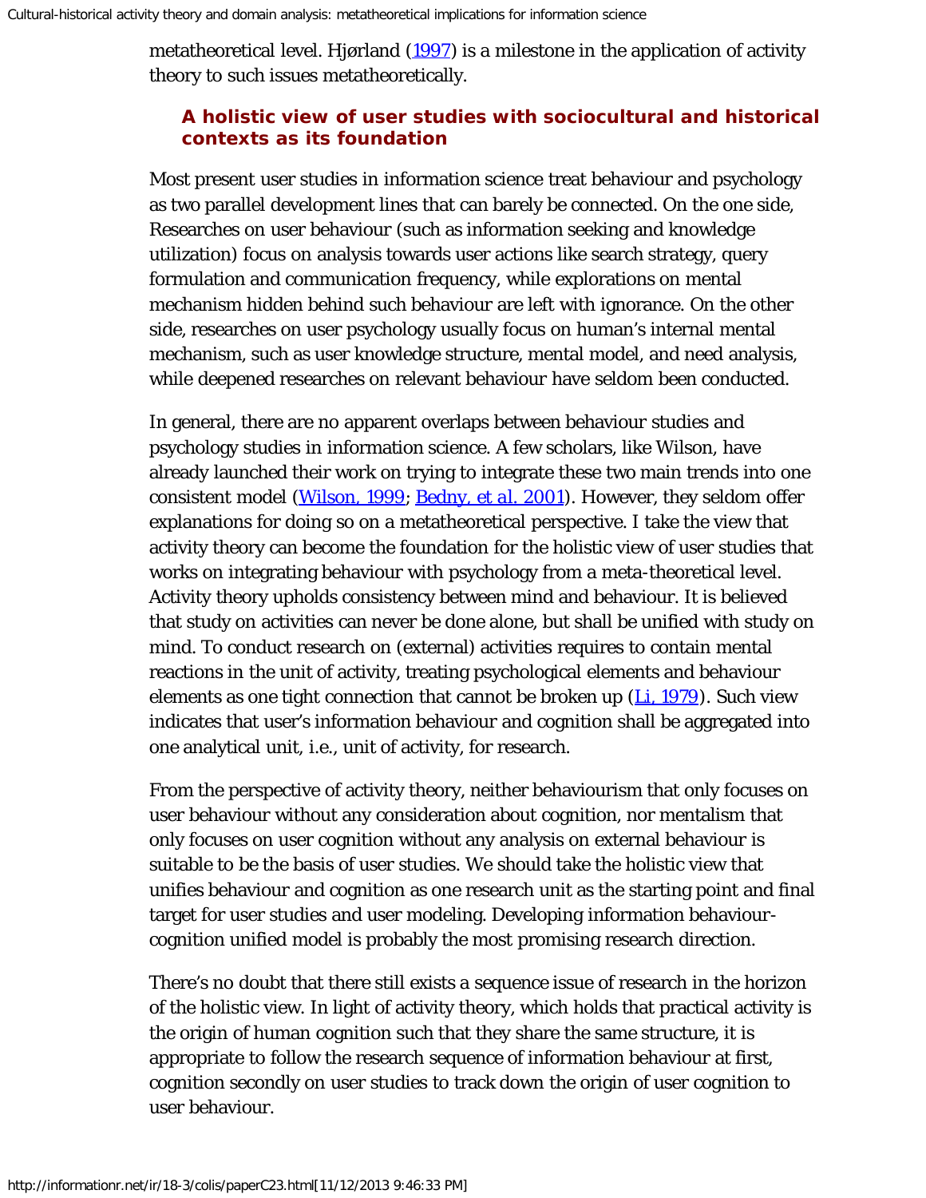metatheoretical level. Hjørland (1997) is a milestone in the application of activity theory to such issues metatheoretically.

### A holistic view of user studies with sociocultural and historical contexts as its foundation

Most present user studies in information science treat behaviour and psychology as two parallel development lines that can barely be connected. On the one side, Researches on user behaviour (such as information seeking and knowledge utilization) focus on analysis towards user actions like search strategy, query formulation and communication frequency, while explorations on mental mechanism hidden behind such behaviour are left with ignorance. On the other side, researches on user psychology usually focus on human's internal mental mechanism, such as user knowledge structure, mental model, and need analysis, while deepened researches on relevant behaviour have seldom been conducted.

In general, there are no apparent overlaps between behaviour studies and psychology studies in information science. A few scholars, like Wilson, have already launched their work on trying to integrate these two main trends into one consistent model (Wilson, 1999; Bedny, et al. 2001). However, they seldom offer explanations for doing so on a metatheoretical perspective. I take the view that activity theory can become the foundation for the holistic view of user studies that works on integrating behaviour with psychology from a meta-theoretical level. Activity theory upholds consistency between mind and behaviour. It is believed that study on activities can never be done alone, but shall be unified with study on mind. To conduct research on (external) activities requires to contain mental reactions in the unit of activity, treating psychological elements and behaviour elements as one tight connection that cannot be broken up (Li, 1979). Such view indicates that user's information behaviour and cognition shall be aggregated into one analytical unit, i.e., unit of activity, for research.

From the perspective of activity theory, neither behaviourism that only focuses on user behaviour without any consideration about cognition, nor mentalism that only focuses on user cognition without any analysis on external behaviour is suitable to be the basis of user studies. We should take the holistic view that unifies behaviour and cognition as one research unit as the starting point and final target for user studies and user modeling. Developing information behaviour-cognition unified model is probably the most promising research direction.

There's no doubt that there still exists a sequence issue of research in the horizon of the holistic view. In light of activity theory, which holds that practical activity is the origin of human cognition such that they share the same structure, it is appropriate to follow the research sequence of information behaviour at first, cognition secondly on user studies to track down the origin of user cognition to user behaviour.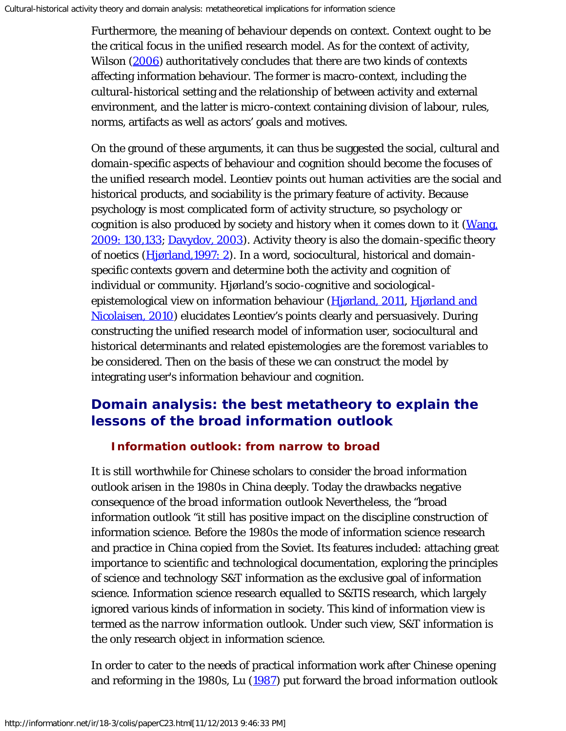Furthermore, the meaning of behaviour depends on context. Context ought to be the critical focus in the unified research model. As for the context of activity, Wilson (2006) authoritatively concludes that there are two kinds of contexts affecting information behaviour. The former is macro-context, including the cultural-historical setting and the relationship of between activity and external environment, and the latter is micro-context containing division of labour, rules, norms, artifacts as well as actors' goals and motives.

On the ground of these arguments, it can thus be suggested the social, cultural and domain-specific aspects of behaviour and cognition should become the focuses of the unified research model. Leontiev points out human activities are the social and historical products, and sociability is the primary feature of activity. Because psychology is most complicated form of activity structure, so psychology or cognition is also produced by society and history when it comes down to it (Wang, 2009: 130,133; Davydov, 2003). Activity theory is also the domain-specific theory of noetics (Hjørland,1997: 2). In a word, sociocultural, historical and domain-specific contexts govern and determine both the activity and cognition of individual or community. Hjørland's socio-cognitive and sociological-epistemological view on information behaviour (Hjørland, 2011, Hjørland and Nicolaisen, 2010) elucidates Leontiev's points clearly and persuasively. During constructing the unified research model of information user, sociocultural and historical determinants and related epistemologies are the foremost *variables* to be considered. Then on the basis of these we can construct the model by integrating user's information behaviour and cognition.

## Domain analysis: the best metatheory to explain the lessons of the broad information outlook

### Information outlook: from narrow to broad

It is still worthwhile for Chinese scholars to consider the *broad information* outlook arisen in the 1980s in China deeply. Today the drawbacks negative consequence of the *broad information* outlook Nevertheless, the "broad information outlook "it still has positive impact on the discipline construction of information science. Before the 1980s the mode of information science research and practice in China copied from the Soviet. Its features included: attaching great importance to scientific and technological documentation, exploring the principles of science and technology S&T information as the exclusive goal of information science. Information science research equalled to S&TIS research, which largely ignored various kinds of information in society. This kind of information view is termed as the *narrow information* outlook. Under such view, S&T information is the only research object in information science.

In order to cater to the needs of practical information work after Chinese opening and reforming in the 1980s, Lu (1987) put forward the *broad information* outlook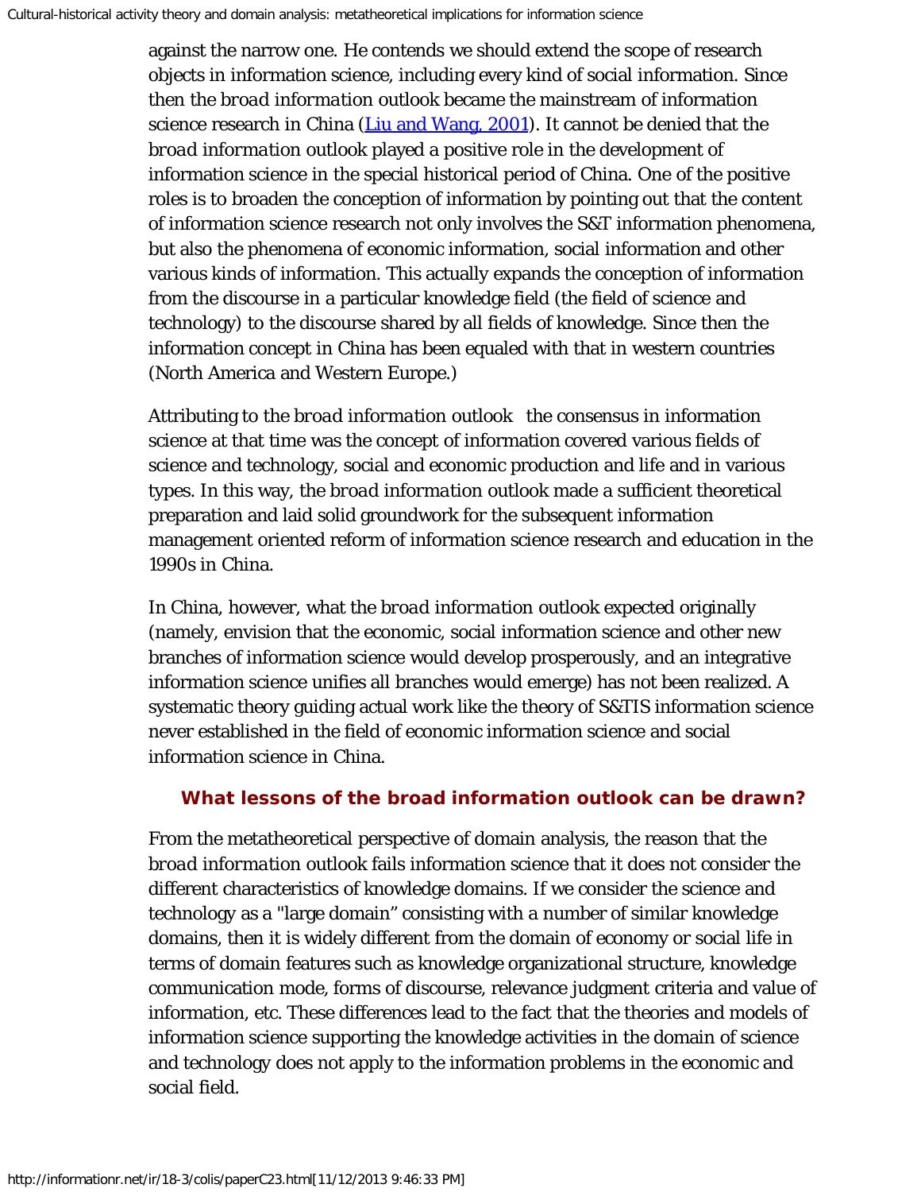against the narrow one. He contends we should extend the scope of research objects in information science, including every kind of social information. Since then the *broad information* outlook became the mainstream of information science research in China ([Liu and Wang, 2001](#)). It cannot be denied that the *broad information* outlook played a positive role in the development of information science in the special historical period of China. One of the positive roles is to broaden the conception of information by pointing out that the content of information science research not only involves the S&T information phenomena, but also the phenomena of economic information, social information and other various kinds of information. This actually expands the conception of information from the discourse in a particular knowledge field (the field of science and technology) to the discourse shared by all fields of knowledge. Since then the information concept in China has been equaled with that in western countries (North America and Western Europe.)

Attributing to the *broad information outlook* the consensus in information science at that time was the concept of information covered various fields of science and technology, social and economic production and life and in various types. In this way, the *broad information* outlook made a sufficient theoretical preparation and laid solid groundwork for the subsequent information management oriented reform of information science research and education in the 1990s in China.

In China, however, what the *broad information* outlook expected originally (namely, envision that the economic, social information science and other new branches of information science would develop prosperously, and an integrative information science unifies all branches would emerge) has not been realized. A systematic theory guiding actual work like the theory of S&TIS information science never established in the field of economic information science and social information science in China.

## What lessons of the broad information outlook can be drawn?

From the metatheoretical perspective of domain analysis, the reason that the *broad information* outlook fails information science that it does not consider the different characteristics of knowledge domains. If we consider the science and technology as a "large domain" consisting with a number of similar knowledge domains, then it is widely different from the domain of economy or social life in terms of domain features such as knowledge organizational structure, knowledge communication mode, forms of discourse, relevance judgment criteria and value of information, etc. These differences lead to the fact that the theories and models of information science supporting the knowledge activities in the domain of science and technology does not apply to the information problems in the economic and social field.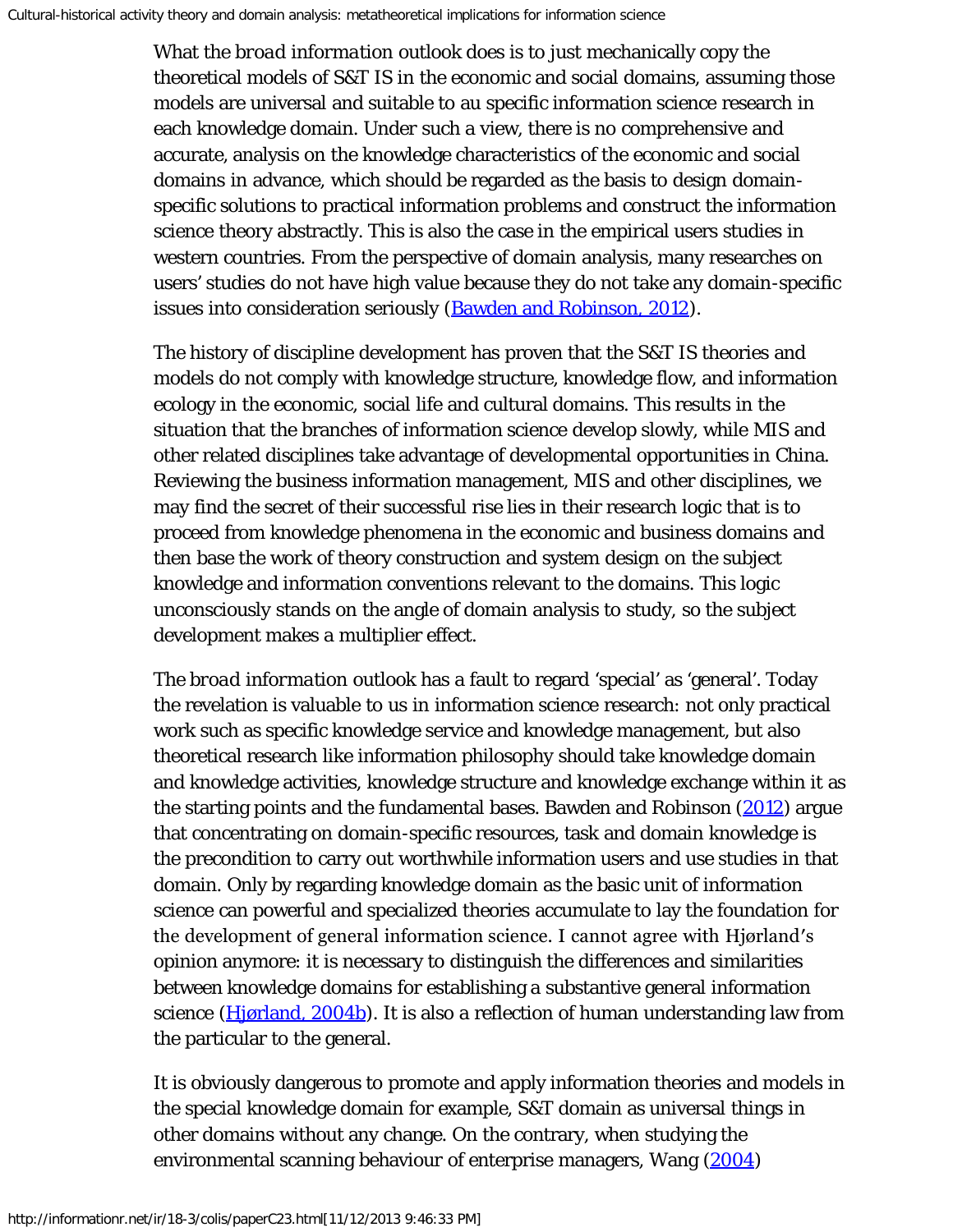What the *broad information* outlook does is to just mechanically copy the theoretical models of S&T IS in the economic and social domains, assuming those models are universal and suitable to au specific information science research in each knowledge domain. Under such a view, there is no comprehensive and accurate, analysis on the knowledge characteristics of the economic and social domains in advance, which should be regarded as the basis to design domain-specific solutions to practical information problems and construct the information science theory abstractly. This is also the case in the empirical users studies in western countries. From the perspective of domain analysis, many researches on users' studies do not have high value because they do not take any domain-specific issues into consideration seriously (Bawden and Robinson, 2012).

The history of discipline development has proven that the S&T IS theories and models do not comply with knowledge structure, knowledge flow, and information ecology in the economic, social life and cultural domains. This results in the situation that the branches of information science develop slowly, while MIS and other related disciplines take advantage of developmental opportunities in China. Reviewing the business information management, MIS and other disciplines, we may find the secret of their successful rise lies in their research logic that is to proceed from knowledge phenomena in the economic and business domains and then base the work of theory construction and system design on the subject knowledge and information conventions relevant to the domains. This logic unconsciously stands on the angle of domain analysis to study, so the subject development makes a multiplier effect.

The *broad information* outlook has a fault to regard 'special' as 'general'. Today the revelation is valuable to us in information science research: not only practical work such as specific knowledge service and knowledge management, but also theoretical research like information philosophy should take knowledge domain and knowledge activities, knowledge structure and knowledge exchange within it as the starting points and the fundamental bases. Bawden and Robinson (2012) argue that concentrating on domain-specific resources, task and domain knowledge is the precondition to carry out worthwhile information users and use studies in that domain. Only by regarding knowledge domain as the basic unit of information science can powerful and specialized theories accumulate to lay the foundation for the development of general information science. I cannot agree with Hjørland's opinion anymore: it is necessary to distinguish the differences and similarities between knowledge domains for establishing a substantive general information science (Hjørland, 2004b). It is also a reflection of human understanding law from the particular to the general.

It is obviously dangerous to promote and apply information theories and models in the special knowledge domain for example, S&T domain as universal things in other domains without any change. On the contrary, when studying the environmental scanning behaviour of enterprise managers, Wang (2004)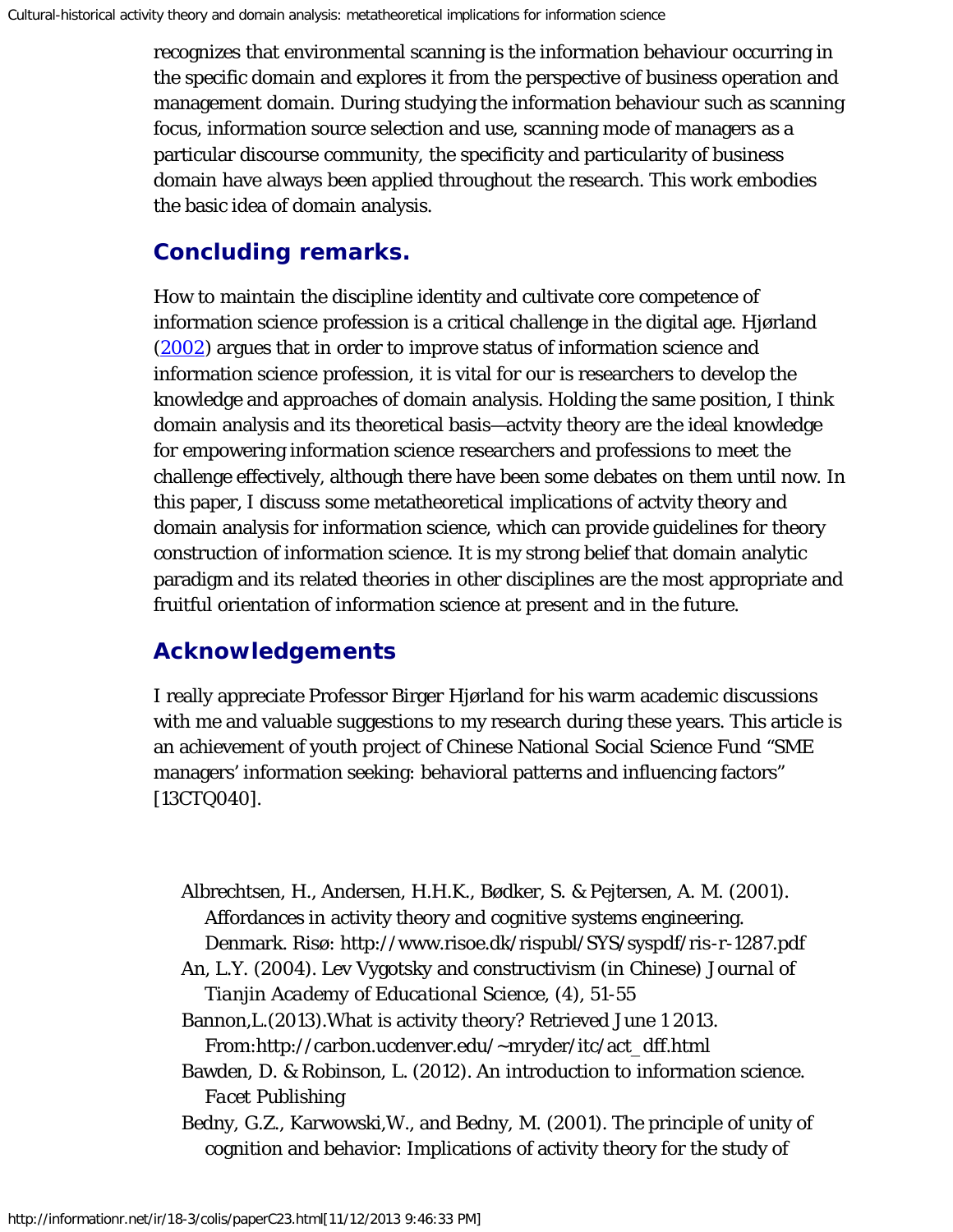recognizes that environmental scanning is the information behaviour occurring in the specific domain and explores it from the perspective of business operation and management domain. During studying the information behaviour such as scanning focus, information source selection and use, scanning mode of managers as a particular discourse community, the specificity and particularity of business domain have always been applied throughout the research. This work embodies the basic idea of domain analysis.

## Concluding remarks.

How to maintain the discipline identity and cultivate core competence of information science profession is a critical challenge in the digital age. Hjørland (2002) argues that in order to improve status of information science and information science profession, it is vital for our is researchers to develop the knowledge and approaches of domain analysis. Holding the same position, I think domain analysis and its theoretical basis—actvity theory are the ideal knowledge for empowering information science researchers and professions to meet the challenge effectively, although there have been some debates on them until now. In this paper, I discuss some metatheoretical implications of actvity theory and domain analysis for information science, which can provide guidelines for theory construction of information science. It is my strong belief that domain analytic paradigm and its related theories in other disciplines are the most appropriate and fruitful orientation of information science at present and in the future.

## Acknowledgements

I really appreciate Professor Birger Hjørland for his warm academic discussions with me and valuable suggestions to my research during these years. This article is an achievement of youth project of Chinese National Social Science Fund “SME managers’ information seeking: behavioral patterns and influencing factors” [13CTQ040].

- Albrechtsen, H., Andersen, H.H.K., Bødker, S. & Pejtersen, A. M. (2001). Affordances in activity theory and cognitive systems engineering. Denmark. Risø: http://www.risoe.dk/rispubl/SYS/syspdf/ris-r-1287.pdf
- An, L.Y. (2004). Lev Vygotsky and constructivism (in Chinese) *Journal of Tianjin Academy of Educational Science*, (4), 51-55
- Bannon,L.(2013).What is activity theory? Retrieved June 1 2013. From:http://carbon.ucdenver.edu/~mryder/itc/act_dff.html
- Bawden, D. & Robinson, L. (2012). An introduction to information science. *Facet Publishing*
- Bedny, G.Z., Karwowski,W., and Bedny, M. (2001). The principle of unity of cognition and behavior: Implications of activity theory for the study of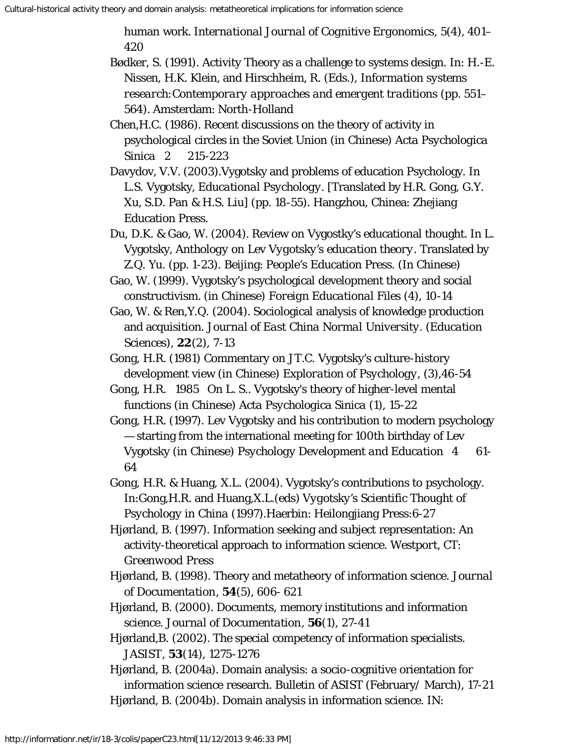human work. *International Journal of Cognitive Ergonomics*, 5(4), 401–420

Bødker, S. (1991). Activity Theory as a challenge to systems design. In: H.-E. Nissen, H.K. Klein, and Hirschheim, R. (Eds.), *Information systems research:Contemporary approaches and emergent traditions* (pp. 551–564). Amsterdam: North-Holland

Chen,H.C. (1986). Recent discussions on the theory of activity in psychological circles in the Soviet Union (in Chinese) Acta Psychologica Sinica 2 215-223

Davydov, V.V. (2003).Vygotsky and problems of education Psychology. In L.S. Vygotsky, *Educational Psychology*. [Translated by H.R. Gong, G.Y. Xu, S.D. Pan & H.S. Liu] (pp. 18-55). Hangzhou, Chinea: Zhejiang Education Press.

Du, D.K. & Gao, W. (2004). Review on Vygostky's educational thought. In L. Vygotsky, *Anthology on Lev Vygotsky's education theory*. Translated by Z.Q. Yu. (pp. 1-23). Beijing: People's Education Press. (In Chinese)

Gao, W. (1999). Vygotsky's psychological development theory and social constructivism. (in Chinese) *Foreign Educational Files* (4), 10-14

Gao, W. & Ren,Y.Q. (2004). Sociological analysis of knowledge production and acquisition. *Journal of East China Normal University. (Education* Sciences), **22**(2), 7-13

Gong, H.R. (1981) Commentary on JT.C. Vygotsky's culture-history development view (in Chinese) *Exploration of Psychology*, (3),46-54

Gong, H.R. 1985 On L. S.. Vygotsky's theory of higher-level mental functions (in Chinese) Acta Psychologica Sinica (1), 15-22

Gong, H.R. (1997). Lev Vygotsky and his contribution to modern psychology — starting from the international meeting for 100th birthday of Lev Vygotsky (in Chinese) *Psychology Development and Education* 4 61-64

Gong, H.R. & Huang, X.L. (2004). Vygotsky's contributions to psychology. In:Gong,H.R. and Huang,X.L.(eds) Vygotsky's Scientific Thought of Psychology in China (1997).Haerbin: Heilongjiang Press:6-27

Hjørland, B. (1997). Information seeking and subject representation: An activity-theoretical approach to information science. Westport, CT: Greenwood Press

Hjørland, B. (1998). Theory and metatheory of information science. *Journal of Documentation*, **54**(5), 606- 621

Hjørland, B. (2000). Documents, memory institutions and information science. *Journal of Documentation*, **56**(1), 27-41

Hjørland,B. (2002). The special competency of information specialists. *JASIST*, **53**(14), 1275-1276

Hjørland, B. (2004a). Domain analysis: a socio-cognitive orientation for information science research. Bulletin of ASIST (February/ March), 17-21

Hjørland, B. (2004b). Domain analysis in information science. IN: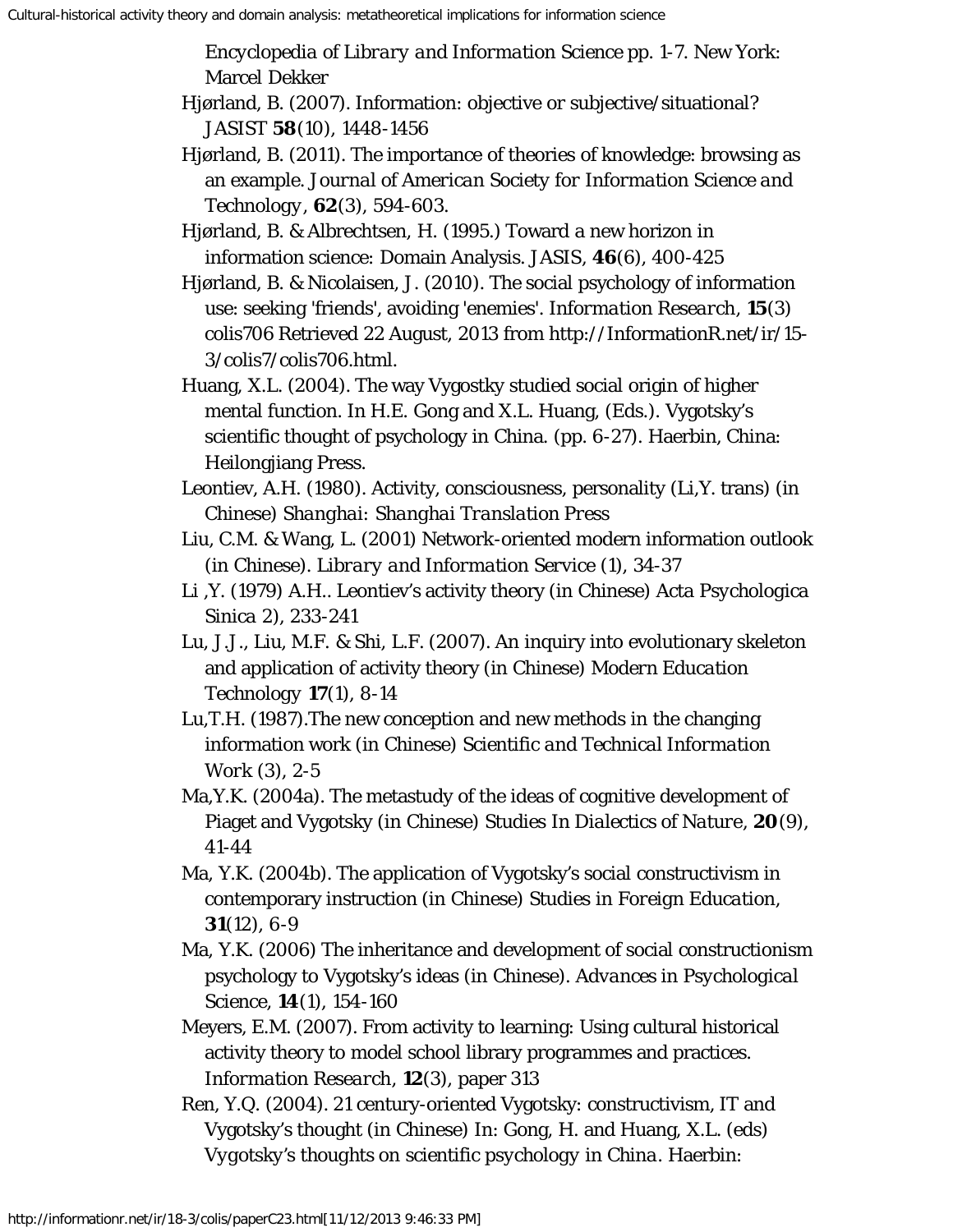*Encyclopedia of Library and Information Science* pp. 1-7. New York: Marcel Dekker

Hjørland, B. (2007). Information: objective or subjective/situational? JASIST **58**(10), 1448-1456

Hjørland, B. (2011). The importance of theories of knowledge: browsing as an example. *Journal of American Society for Information Science and Technology*, **62**(3), 594-603.

Hjørland, B. & Albrechtsen, H. (1995.) Toward a new horizon in information science: Domain Analysis. JASIS, **46**(6), 400-425

Hjørland, B. & Nicolaisen, J. (2010). The social psychology of information use: seeking 'friends', avoiding 'enemies'. *Information Research*, **15**(3) colis706 Retrieved 22 August, 2013 from http://InformationR.net/ir/15-3/colis7/colis706.html.

Huang, X.L. (2004). The way Vygostky studied social origin of higher mental function. In H.E. Gong and X.L. Huang, (Eds.). Vygotsky's scientific thought of psychology in China. (pp. 6-27). Haerbin, China: Heilongjiang Press.

Leontiev, A.H. (1980). Activity, consciousness, personality (Li,Y. trans) (in Chinese) *Shanghai: Shanghai Translation Press*

Liu, C.M. & Wang, L. (2001) Network-oriented modern information outlook (in Chinese). *Library and Information Service* (1), 34-37

Li ,Y. (1979) A.H.. Leontiev's activity theory (in Chinese) Acta Psychologica Sinica 2), 233-241

Lu, J.J., Liu, M.F. & Shi, L.F. (2007). An inquiry into evolutionary skeleton and application of activity theory (in Chinese) *Modern Education Technology* **17**(1), 8-14

Lu,T.H. (1987).The new conception and new methods in the changing information work (in Chinese) *Scientific and Technical Information Work* (3), 2-5

Ma,Y.K. (2004a). The metastudy of the ideas of cognitive development of Piaget and Vygotsky (in Chinese) *Studies In Dialectics of Nature*, **20**(9), 41-44

Ma, Y.K. (2004b). The application of Vygotsky's social constructivism in contemporary instruction (in Chinese) *Studies in Foreign Education*, **31**(12), 6-9

Ma, Y.K. (2006) The inheritance and development of social constructionism psychology to Vygotsky's ideas (in Chinese). *Advances in Psychological Science*, **14**(1), 154-160

Meyers, E.M. (2007). From activity to learning: Using cultural historical activity theory to model school library programmes and practices. *Information Research*, **12**(3), paper 313

Ren, Y.Q. (2004). 21 century-oriented Vygotsky: constructivism, IT and Vygotsky's thought (in Chinese) In: Gong, H. and Huang, X.L. (eds) *Vygotsky's thoughts on scientific psychology in China*. Haerbin: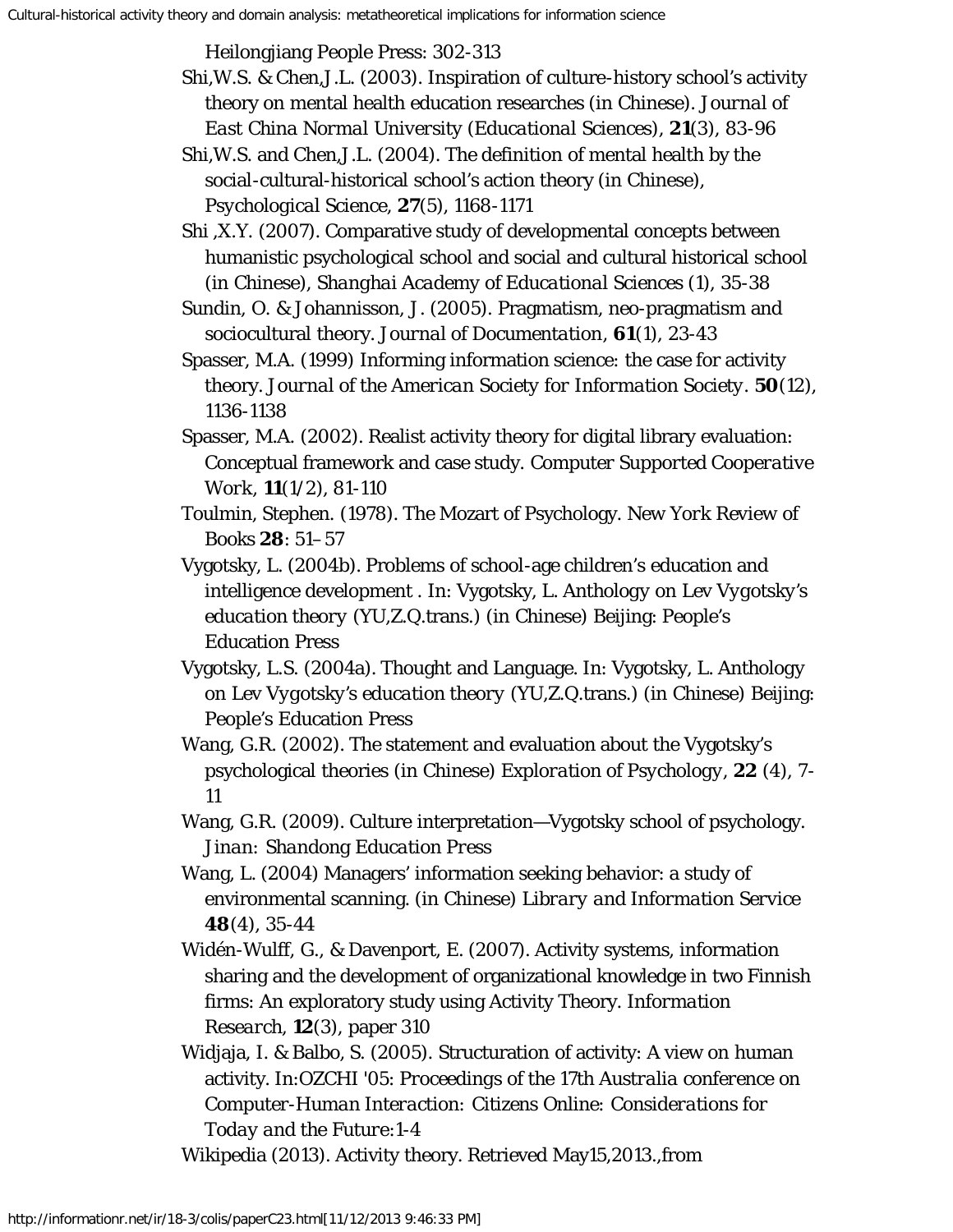Heilongjiang People Press: 302-313

Shi,W.S. & Chen,J.L. (2003). Inspiration of culture-history school's activity theory on mental health education researches (in Chinese). *Journal of East China Normal University (Educational Sciences)*, **21**(3), 83-96

Shi,W.S. and Chen,J.L. (2004). The definition of mental health by the social-cultural-historical school's action theory (in Chinese), *Psychological Science*, **27**(5), 1168-1171

Shi ,X.Y. (2007). Comparative study of developmental concepts between humanistic psychological school and social and cultural historical school (in Chinese), *Shanghai Academy of Educational Sciences* (1), 35-38

Sundin, O. & Johannisson, J. (2005). Pragmatism, neo-pragmatism and sociocultural theory. *Journal of Documentation*, **61**(1), 23-43

Spasser, M.A. (1999) Informing information science: the case for activity theory. *Journal of the American Society for Information Society*. **50**(12), 1136-1138

Spasser, M.A. (2002). Realist activity theory for digital library evaluation: Conceptual framework and case study. *Computer Supported Cooperative Work*, **11**(1/2), 81-110

Toulmin, Stephen. (1978). The Mozart of Psychology. *New York Review of Books* **28**: 51–57

Vygotsky, L. (2004b). Problems of school-age children's education and intelligence development . In: Vygotsky, L. *Anthology on Lev Vygotsky's education theory* (YU,Z.Q.trans.) (in Chinese) Beijing: People's Education Press

Vygotsky, L.S. (2004a). Thought and Language. In: Vygotsky, L. *Anthology on Lev Vygotsky's education theory* (YU,Z.Q.trans.) (in Chinese) Beijing: People's Education Press

Wang, G.R. (2002). The statement and evaluation about the Vygotsky's psychological theories (in Chinese) *Exploration of Psychology*, **22** (4), 7-11

Wang, G.R. (2009). Culture interpretation—Vygotsky school of psychology. *Jinan: Shandong Education Press*

Wang, L. (2004) Managers' information seeking behavior: a study of environmental scanning. (in Chinese) *Library and Information Service* **48**(4), 35-44

Widén-Wulff, G., & Davenport, E. (2007). Activity systems, information sharing and the development of organizational knowledge in two Finnish firms: An exploratory study using Activity Theory. *Information Research*, **12**(3), paper 310

Widjaja, I. & Balbo, S. (2005). Structuration of activity: A view on human activity. In:*OZCHI '05: Proceedings of the 17th Australia conference on Computer-Human Interaction: Citizens Online: Considerations for Today and the Future*:1-4

Wikipedia (2013). Activity theory. Retrieved May15,2013.,from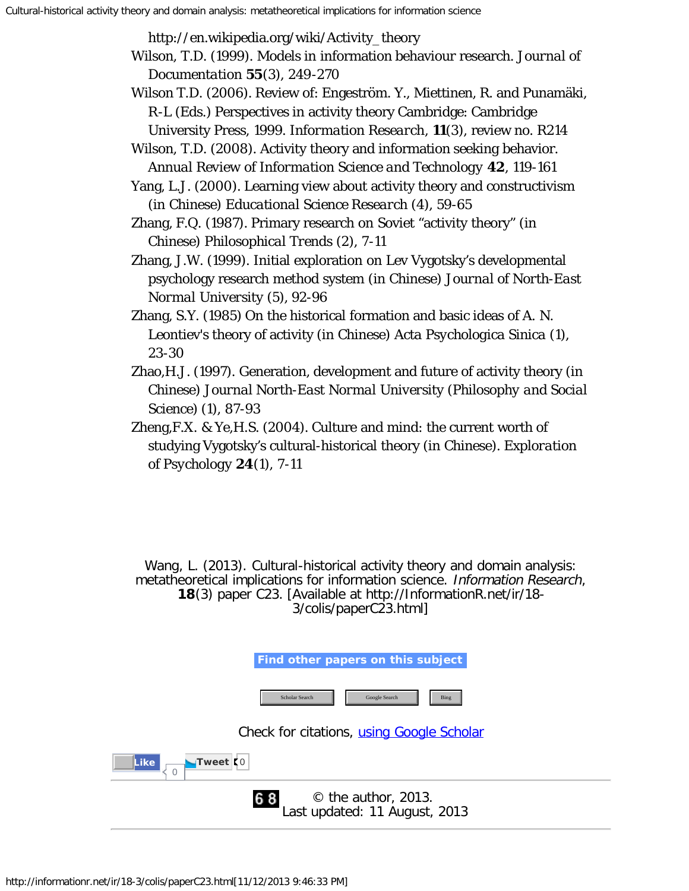http://en.wikipedia.org/wiki/Activity_theory

Wilson, T.D. (1999). Models in information behaviour research. *Journal of Documentation* **55**(3), 249-270

Wilson T.D. (2006). Review of: Engeström. Y., Miettinen, R. and Punamäki, R-L (Eds.) Perspectives in activity theory Cambridge: Cambridge University Press, 1999. *Information Research*, **11**(3), review no. R214

Wilson, T.D. (2008). Activity theory and information seeking behavior. *Annual Review of Information Science and Technology* **42**, 119-161

Yang, L.J. (2000). Learning view about activity theory and constructivism (in Chinese) *Educational Science Research* (4), 59-65

Zhang, F.Q. (1987). Primary research on Soviet "activity theory" (in Chinese) *Philosophical Trends* (2), 7-11

Zhang, J.W. (1999). Initial exploration on Lev Vygotsky's developmental psychology research method system (in Chinese) *Journal of North-East Normal University* (5), 92-96

Zhang, S.Y. (1985) On the historical formation and basic ideas of A. N. Leontiev's theory of activity (in Chinese) *Acta Psychologica Sinica* (1), 23-30

Zhao,H.J. (1997). Generation, development and future of activity theory (in Chinese) *Journal North-East Normal University (Philosophy and Social Science)* (1), 87-93

Zheng,F.X. & Ye,H.S. (2004). Culture and mind: the current worth of studying Vygotsky's cultural-historical theory (in Chinese). *Exploration of Psychology* **24**(1), 7-11

Wang, L. (2013). Cultural-historical activity theory and domain analysis: metatheoretical implications for information science. *Information Research*, **18**(3) paper C23. [Available at http://InformationR.net/ir/18-3/colis/paperC23.html]

**Find other papers on this subject**

Scholar Search | Google Search | Bing

Check for citations, using Google Scholar

© the author, 2013.
Last updated: 11 August, 2013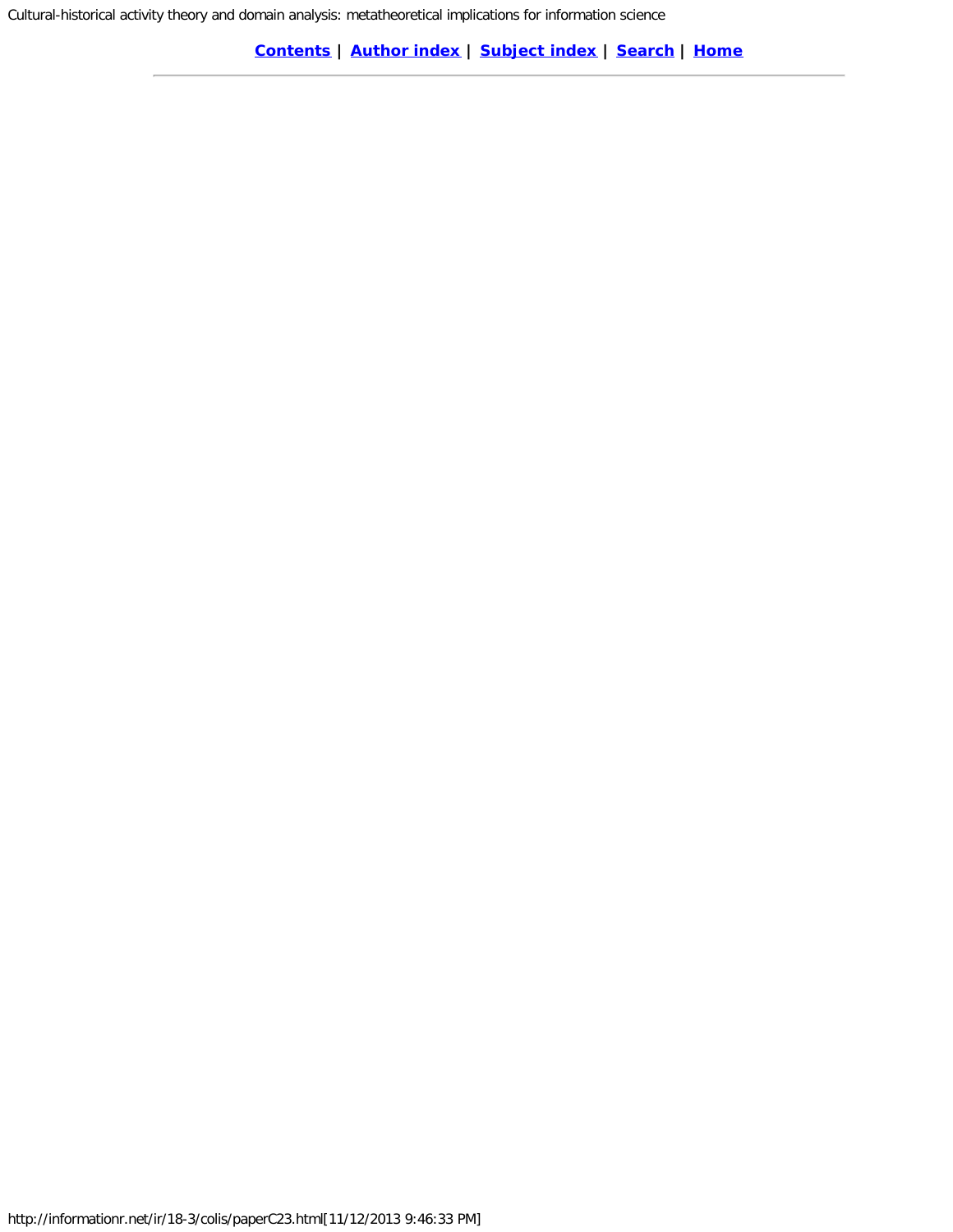**Contents** | **Author index** | **Subject index** | **Search** | **Home**

---